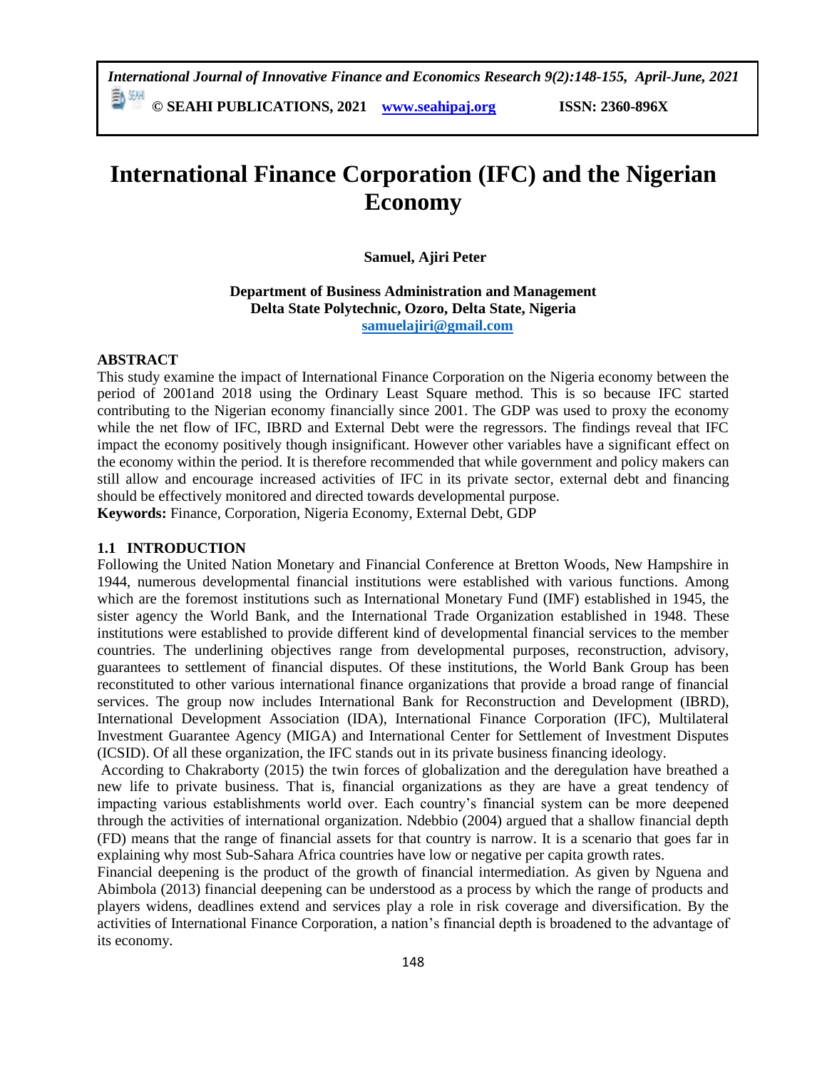# International Finance Corporation (IFC) and the Nigerian Economy

**Samuel, Ajiri Peter**

**Department of Business Administration and Management**
**Delta State Polytechnic, Ozoro, Delta State, Nigeria**
**samuelajiri@gmail.com**

## ABSTRACT

This study examine the impact of International Finance Corporation on the Nigeria economy between the period of 2001and 2018 using the Ordinary Least Square method. This is so because IFC started contributing to the Nigerian economy financially since 2001. The GDP was used to proxy the economy while the net flow of IFC, IBRD and External Debt were the regressors. The findings reveal that IFC impact the economy positively though insignificant. However other variables have a significant effect on the economy within the period. It is therefore recommended that while government and policy makers can still allow and encourage increased activities of IFC in its private sector, external debt and financing should be effectively monitored and directed towards developmental purpose.

**Keywords:** Finance, Corporation, Nigeria Economy, External Debt, GDP

## 1.1 INTRODUCTION

Following the United Nation Monetary and Financial Conference at Bretton Woods, New Hampshire in 1944, numerous developmental financial institutions were established with various functions. Among which are the foremost institutions such as International Monetary Fund (IMF) established in 1945, the sister agency the World Bank, and the International Trade Organization established in 1948. These institutions were established to provide different kind of developmental financial services to the member countries. The underlining objectives range from developmental purposes, reconstruction, advisory, guarantees to settlement of financial disputes. Of these institutions, the World Bank Group has been reconstituted to other various international finance organizations that provide a broad range of financial services. The group now includes International Bank for Reconstruction and Development (IBRD), International Development Association (IDA), International Finance Corporation (IFC), Multilateral Investment Guarantee Agency (MIGA) and International Center for Settlement of Investment Disputes (ICSID). Of all these organization, the IFC stands out in its private business financing ideology.

According to Chakraborty (2015) the twin forces of globalization and the deregulation have breathed a new life to private business. That is, financial organizations as they are have a great tendency of impacting various establishments world over. Each country's financial system can be more deepened through the activities of international organization. Ndebbio (2004) argued that a shallow financial depth (FD) means that the range of financial assets for that country is narrow. It is a scenario that goes far in explaining why most Sub-Sahara Africa countries have low or negative per capita growth rates.

Financial deepening is the product of the growth of financial intermediation. As given by Nguena and Abimbola (2013) financial deepening can be understood as a process by which the range of products and players widens, deadlines extend and services play a role in risk coverage and diversification. By the activities of International Finance Corporation, a nation's financial depth is broadened to the advantage of its economy.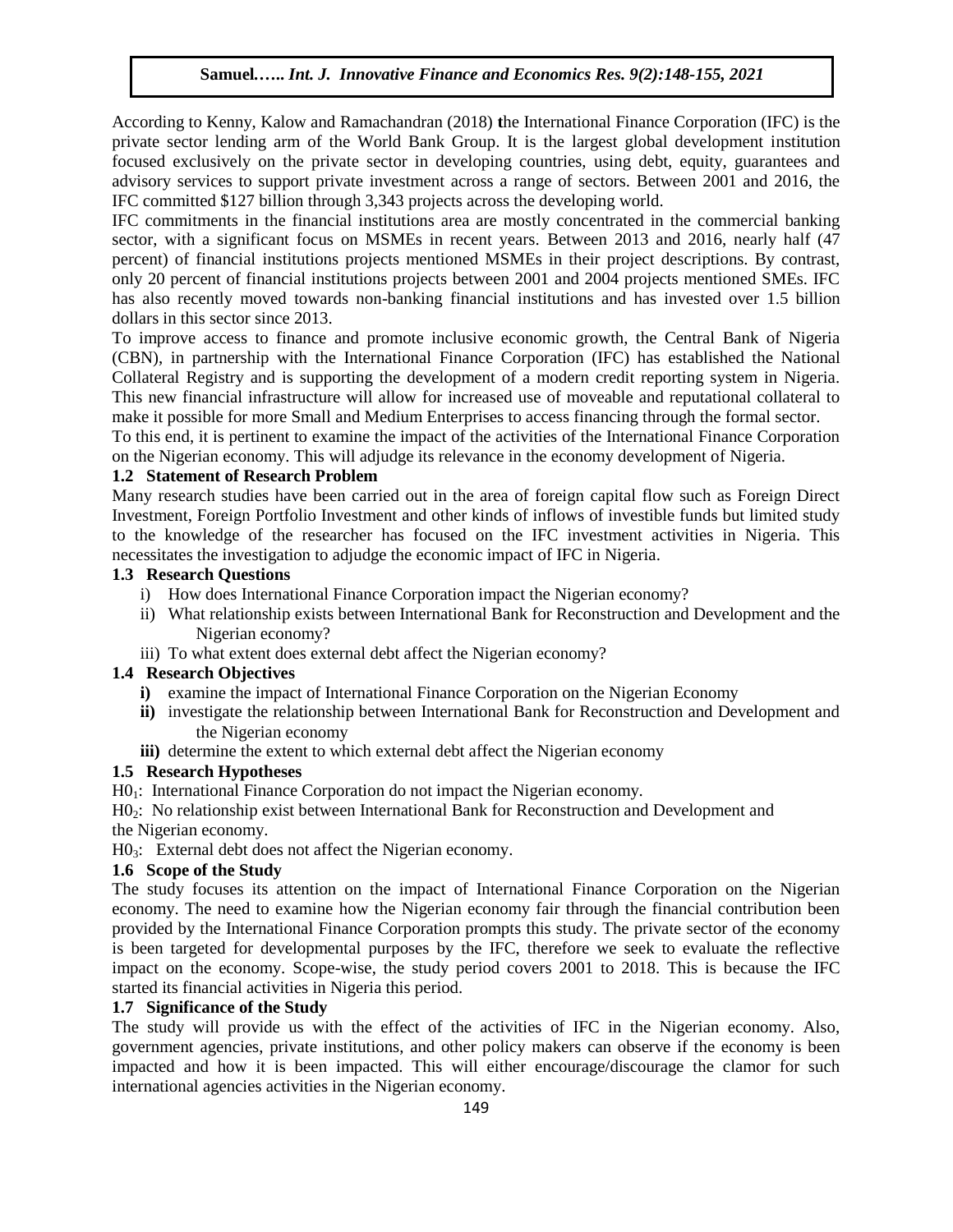According to Kenny, Kalow and Ramachandran (2018) **t**he International Finance Corporation (IFC) is the private sector lending arm of the World Bank Group. It is the largest global development institution focused exclusively on the private sector in developing countries, using debt, equity, guarantees and advisory services to support private investment across a range of sectors. Between 2001 and 2016, the IFC committed $127 billion through 3,343 projects across the developing world.

IFC commitments in the financial institutions area are mostly concentrated in the commercial banking sector, with a significant focus on MSMEs in recent years. Between 2013 and 2016, nearly half (47 percent) of financial institutions projects mentioned MSMEs in their project descriptions. By contrast, only 20 percent of financial institutions projects between 2001 and 2004 projects mentioned SMEs. IFC has also recently moved towards non-banking financial institutions and has invested over 1.5 billion dollars in this sector since 2013.

To improve access to finance and promote inclusive economic growth, the Central Bank of Nigeria (CBN), in partnership with the International Finance Corporation (IFC) has established the National Collateral Registry and is supporting the development of a modern credit reporting system in Nigeria. This new financial infrastructure will allow for increased use of moveable and reputational collateral to make it possible for more Small and Medium Enterprises to access financing through the formal sector.

To this end, it is pertinent to examine the impact of the activities of the International Finance Corporation on the Nigerian economy. This will adjudge its relevance in the economy development of Nigeria.

### 1.2 Statement of Research Problem

Many research studies have been carried out in the area of foreign capital flow such as Foreign Direct Investment, Foreign Portfolio Investment and other kinds of inflows of investible funds but limited study to the knowledge of the researcher has focused on the IFC investment activities in Nigeria. This necessitates the investigation to adjudge the economic impact of IFC in Nigeria.

### 1.3 Research Questions

i) How does International Finance Corporation impact the Nigerian economy?

ii) What relationship exists between International Bank for Reconstruction and Development and the Nigerian economy?

iii) To what extent does external debt affect the Nigerian economy?

### 1.4 Research Objectives

**i)** examine the impact of International Finance Corporation on the Nigerian Economy

**ii)** investigate the relationship between International Bank for Reconstruction and Development and the Nigerian economy

**iii)** determine the extent to which external debt affect the Nigerian economy

### 1.5 Research Hypotheses

$H0_1$: International Finance Corporation do not impact the Nigerian economy.

$H0_2$: No relationship exist between International Bank for Reconstruction and Development and the Nigerian economy.

$H0_3$: External debt does not affect the Nigerian economy.

### 1.6 Scope of the Study

The study focuses its attention on the impact of International Finance Corporation on the Nigerian economy. The need to examine how the Nigerian economy fair through the financial contribution been provided by the International Finance Corporation prompts this study. The private sector of the economy is been targeted for developmental purposes by the IFC, therefore we seek to evaluate the reflective impact on the economy. Scope-wise, the study period covers 2001 to 2018. This is because the IFC started its financial activities in Nigeria this period.

### 1.7 Significance of the Study

The study will provide us with the effect of the activities of IFC in the Nigerian economy. Also, government agencies, private institutions, and other policy makers can observe if the economy is been impacted and how it is been impacted. This will either encourage/discourage the clamor for such international agencies activities in the Nigerian economy.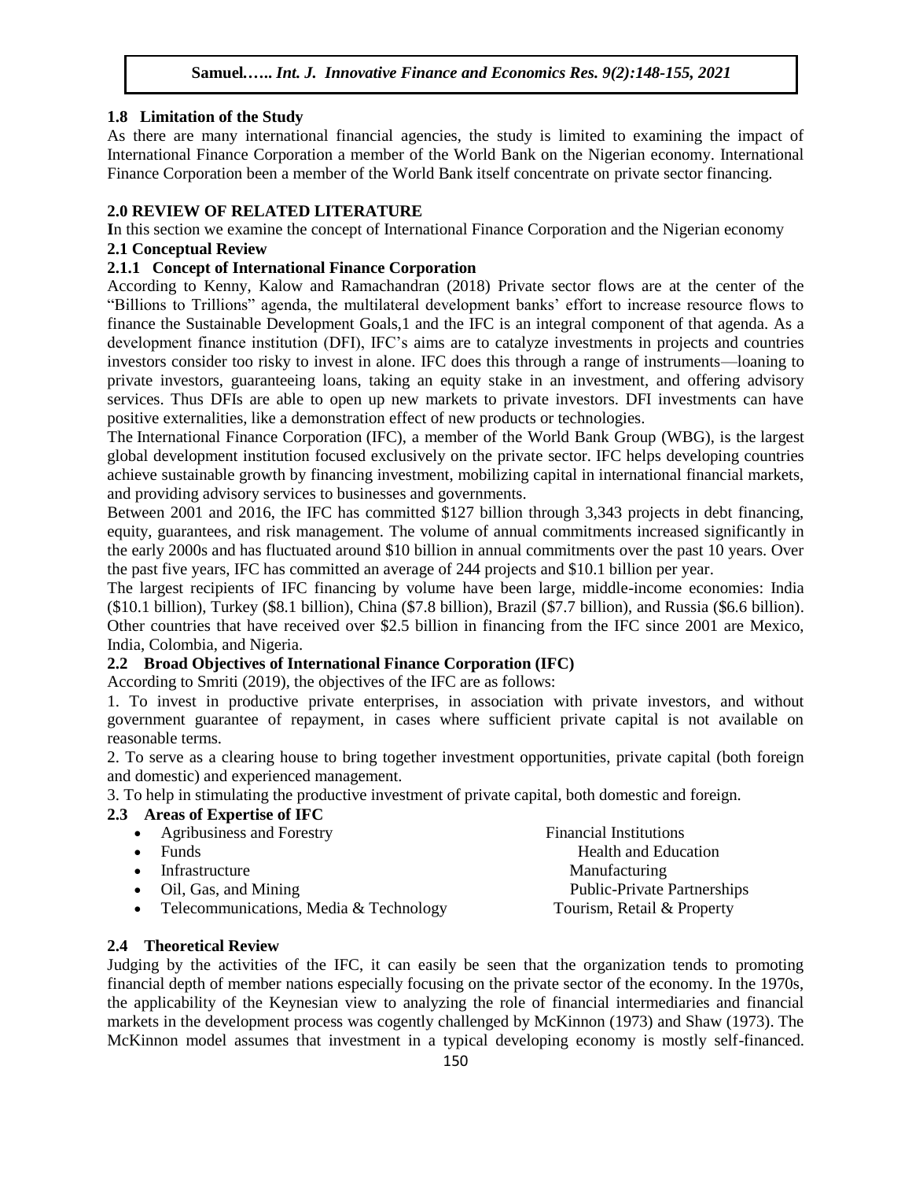### 1.8 Limitation of the Study

As there are many international financial agencies, the study is limited to examining the impact of International Finance Corporation a member of the World Bank on the Nigerian economy. International Finance Corporation been a member of the World Bank itself concentrate on private sector financing.

## 2.0 REVIEW OF RELATED LITERATURE

**I**n this section we examine the concept of International Finance Corporation and the Nigerian economy

### 2.1 Conceptual Review

#### 2.1.1 Concept of International Finance Corporation

According to Kenny, Kalow and Ramachandran (2018) Private sector flows are at the center of the "Billions to Trillions" agenda, the multilateral development banks' effort to increase resource flows to finance the Sustainable Development Goals,1 and the IFC is an integral component of that agenda. As a development finance institution (DFI), IFC's aims are to catalyze investments in projects and countries investors consider too risky to invest in alone. IFC does this through a range of instruments—loaning to private investors, guaranteeing loans, taking an equity stake in an investment, and offering advisory services. Thus DFIs are able to open up new markets to private investors. DFI investments can have positive externalities, like a demonstration effect of new products or technologies.

The International Finance Corporation (IFC), a member of the World Bank Group (WBG), is the largest global development institution focused exclusively on the private sector. IFC helps developing countries achieve sustainable growth by financing investment, mobilizing capital in international financial markets, and providing advisory services to businesses and governments.

Between 2001 and 2016, the IFC has committed $127 billion through 3,343 projects in debt financing, equity, guarantees, and risk management. The volume of annual commitments increased significantly in the early 2000s and has fluctuated around $10 billion in annual commitments over the past 10 years. Over the past five years, IFC has committed an average of 244 projects and $10.1 billion per year.

The largest recipients of IFC financing by volume have been large, middle-income economies: India ($10.1 billion), Turkey ($8.1 billion), China ($7.8 billion), Brazil ($7.7 billion), and Russia ($6.6 billion). Other countries that have received over $2.5 billion in financing from the IFC since 2001 are Mexico, India, Colombia, and Nigeria.

### 2.2 Broad Objectives of International Finance Corporation (IFC)

According to Smriti (2019), the objectives of the IFC are as follows:

1. To invest in productive private enterprises, in association with private investors, and without government guarantee of repayment, in cases where sufficient private capital is not available on reasonable terms.
2. To serve as a clearing house to bring together investment opportunities, private capital (both foreign and domestic) and experienced management.
3. To help in stimulating the productive investment of private capital, both domestic and foreign.

### 2.3 Areas of Expertise of IFC

- Agribusiness and Forestry
- Financial Institutions
- Funds
- Health and Education
- Infrastructure
- Manufacturing
- Oil, Gas, and Mining
- Public-Private Partnerships
- Telecommunications, Media & Technology
- Tourism, Retail & Property

### 2.4 Theoretical Review

Judging by the activities of the IFC, it can easily be seen that the organization tends to promoting financial depth of member nations especially focusing on the private sector of the economy. In the 1970s, the applicability of the Keynesian view to analyzing the role of financial intermediaries and financial markets in the development process was cogently challenged by McKinnon (1973) and Shaw (1973). The McKinnon model assumes that investment in a typical developing economy is mostly self-financed.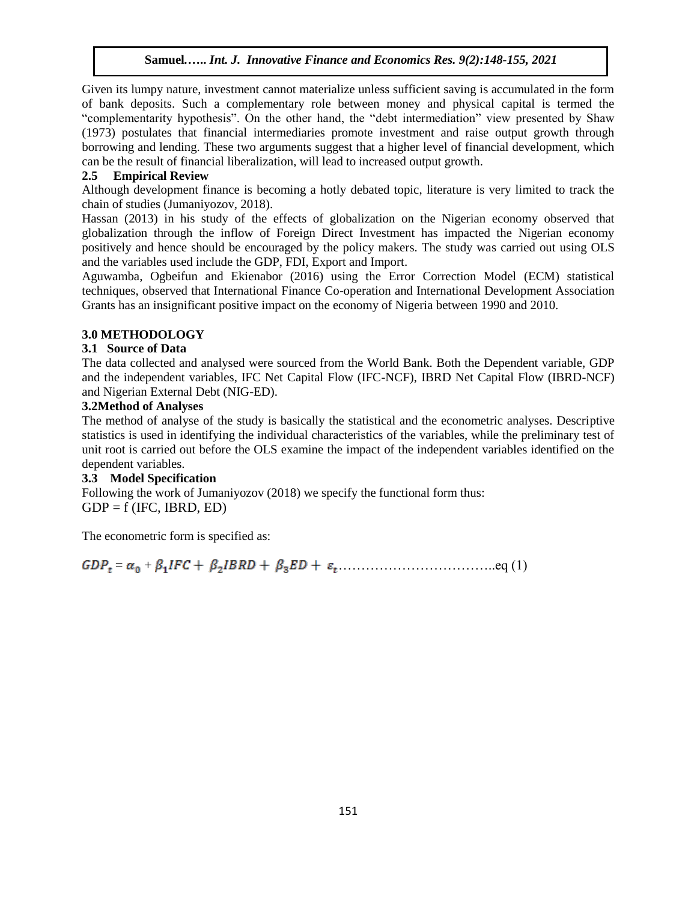Given its lumpy nature, investment cannot materialize unless sufficient saving is accumulated in the form of bank deposits. Such a complementary role between money and physical capital is termed the "complementarity hypothesis". On the other hand, the "debt intermediation" view presented by Shaw (1973) postulates that financial intermediaries promote investment and raise output growth through borrowing and lending. These two arguments suggest that a higher level of financial development, which can be the result of financial liberalization, will lead to increased output growth.

### 2.5 Empirical Review

Although development finance is becoming a hotly debated topic, literature is very limited to track the chain of studies (Jumaniyozov, 2018).

Hassan (2013) in his study of the effects of globalization on the Nigerian economy observed that globalization through the inflow of Foreign Direct Investment has impacted the Nigerian economy positively and hence should be encouraged by the policy makers. The study was carried out using OLS and the variables used include the GDP, FDI, Export and Import.

Aguwamba, Ogbeifun and Ekienabor (2016) using the Error Correction Model (ECM) statistical techniques, observed that International Finance Co-operation and International Development Association Grants has an insignificant positive impact on the economy of Nigeria between 1990 and 2010.

## 3.0 METHODOLOGY

### 3.1 Source of Data

The data collected and analysed were sourced from the World Bank. Both the Dependent variable, GDP and the independent variables, IFC Net Capital Flow (IFC-NCF), IBRD Net Capital Flow (IBRD-NCF) and Nigerian External Debt (NIG-ED).

### 3.2Method of Analyses

The method of analyse of the study is basically the statistical and the econometric analyses. Descriptive statistics is used in identifying the individual characteristics of the variables, while the preliminary test of unit root is carried out before the OLS examine the impact of the independent variables identified on the dependent variables.

### 3.3 Model Specification

Following the work of Jumaniyozov (2018) we specify the functional form thus:

GDP = f (IFC, IBRD, ED)

The econometric form is specified as:

$$GDP_t = \alpha_0 + \beta_1 IFC + \beta_2 IBRD + \beta_3 ED + \varepsilon_t \quad \text{.......eq (1)}$$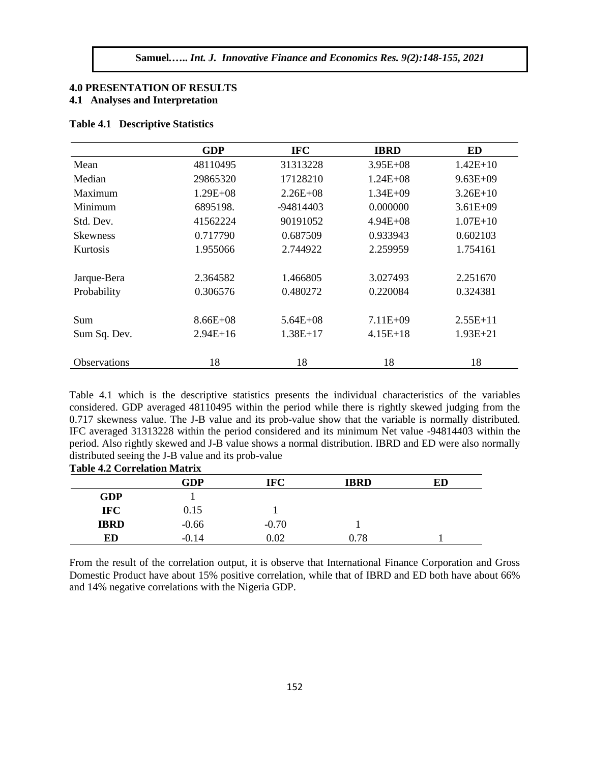## 4.0 PRESENTATION OF RESULTS

### 4.1 Analyses and Interpretation

**Table 4.1 Descriptive Statistics**

| | GDP | IFC | IBRD | ED |
|---|---|---|---|---|
| Mean | 48110495 | 31313228 | 3.95E+08 | 1.42E+10 |
| Median | 29865320 | 17128210 | 1.24E+08 | 9.63E+09 |
| Maximum | 1.29E+08 | 2.26E+08 | 1.34E+09 | 3.26E+10 |
| Minimum | 6895198. | -94814403 | 0.000000 | 3.61E+09 |
| Std. Dev. | 41562224 | 90191052 | 4.94E+08 | 1.07E+10 |
| Skewness | 0.717790 | 0.687509 | 0.933943 | 0.602103 |
| Kurtosis | 1.955066 | 2.744922 | 2.259959 | 1.754161 |
| Jarque-Bera | 2.364582 | 1.466805 | 3.027493 | 2.251670 |
| Probability | 0.306576 | 0.480272 | 0.220084 | 0.324381 |
| Sum | 8.66E+08 | 5.64E+08 | 7.11E+09 | 2.55E+11 |
| Sum Sq. Dev. | 2.94E+16 | 1.38E+17 | 4.15E+18 | 1.93E+21 |
| Observations | 18 | 18 | 18 | 18 |

Table 4.1 which is the descriptive statistics presents the individual characteristics of the variables considered. GDP averaged 48110495 within the period while there is rightly skewed judging from the 0.717 skewness value. The J-B value and its prob-value show that the variable is normally distributed. IFC averaged 31313228 within the period considered and its minimum Net value -94814403 within the period. Also rightly skewed and J-B value shows a normal distribution. IBRD and ED were also normally distributed seeing the J-B value and its prob-value

**Table 4.2 Correlation Matrix**

| | GDP | IFC | IBRD | ED |
|---|---|---|---|---|
| **GDP** | 1 | | | |
| **IFC** | 0.15 | 1 | | |
| **IBRD** | -0.66 | -0.70 | 1 | |
| **ED** | -0.14 | 0.02 | 0.78 | 1 |

From the result of the correlation output, it is observe that International Finance Corporation and Gross Domestic Product have about 15% positive correlation, while that of IBRD and ED both have about 66% and 14% negative correlations with the Nigeria GDP.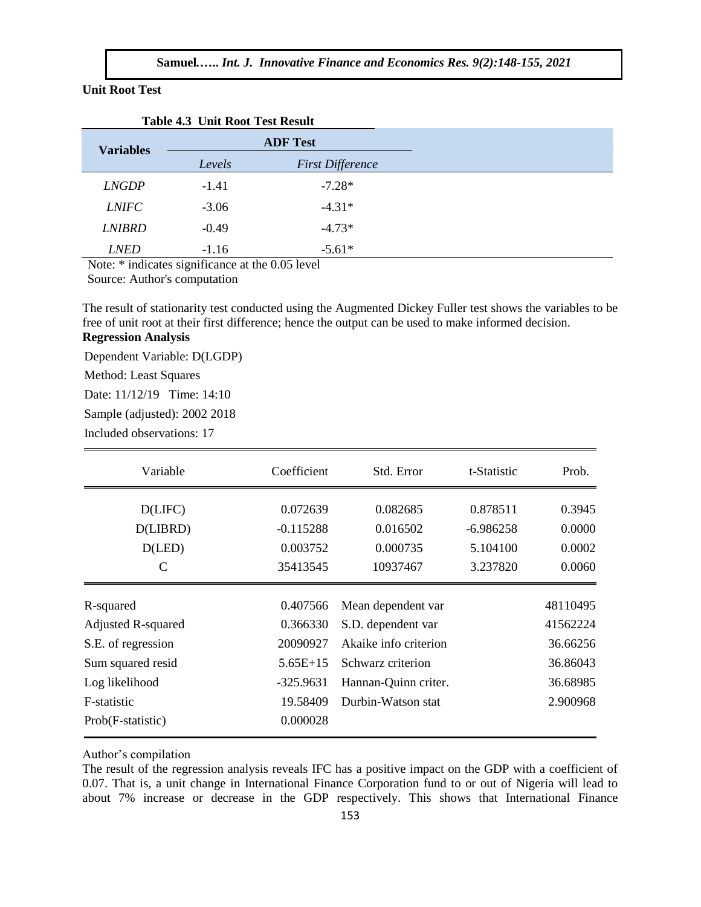**Unit Root Test**

**Table 4.3 Unit Root Test Result**

| Variables | ADF Test | |
|---|---|---|
| | *Levels* | *First Difference* |
| *LNGDP* | -1.41 | -7.28* |
| *LNIFC* | -3.06 | -4.31* |
| *LNIBRD* | -0.49 | -4.73* |
| *LNED* | -1.16 | -5.61* |

Note: * indicates significance at the 0.05 level

Source: Author's computation

The result of stationarity test conducted using the Augmented Dickey Fuller test shows the variables to be free of unit root at their first difference; hence the output can be used to make informed decision.

**Regression Analysis**

Dependent Variable: D(LGDP)

Method: Least Squares

Date: 11/12/19 Time: 14:10

Sample (adjusted): 2002 2018

Included observations: 17

| Variable | Coefficient | Std. Error | t-Statistic | Prob. |
|---|---|---|---|---|
| D(LIFC) | 0.072639 | 0.082685 | 0.878511 | 0.3945 |
| D(LIBRD) | -0.115288 | 0.016502 | -6.986258 | 0.0000 |
| D(LED) | 0.003752 | 0.000735 | 5.104100 | 0.0002 |
| C | 35413545 | 10937467 | 3.237820 | 0.0060 |

| | | | |
|---|---|---|---|
| R-squared | 0.407566 | Mean dependent var | 48110495 |
| Adjusted R-squared | 0.366330 | S.D. dependent var | 41562224 |
| S.E. of regression | 20090927 | Akaike info criterion | 36.66256 |
| Sum squared resid | 5.65E+15 | Schwarz criterion | 36.86043 |
| Log likelihood | -325.9631 | Hannan-Quinn criter. | 36.68985 |
| F-statistic | 19.58409 | Durbin-Watson stat | 2.900968 |
| Prob(F-statistic) | 0.000028 | | |

Author's compilation

The result of the regression analysis reveals IFC has a positive impact on the GDP with a coefficient of 0.07. That is, a unit change in International Finance Corporation fund to or out of Nigeria will lead to about 7% increase or decrease in the GDP respectively. This shows that International Finance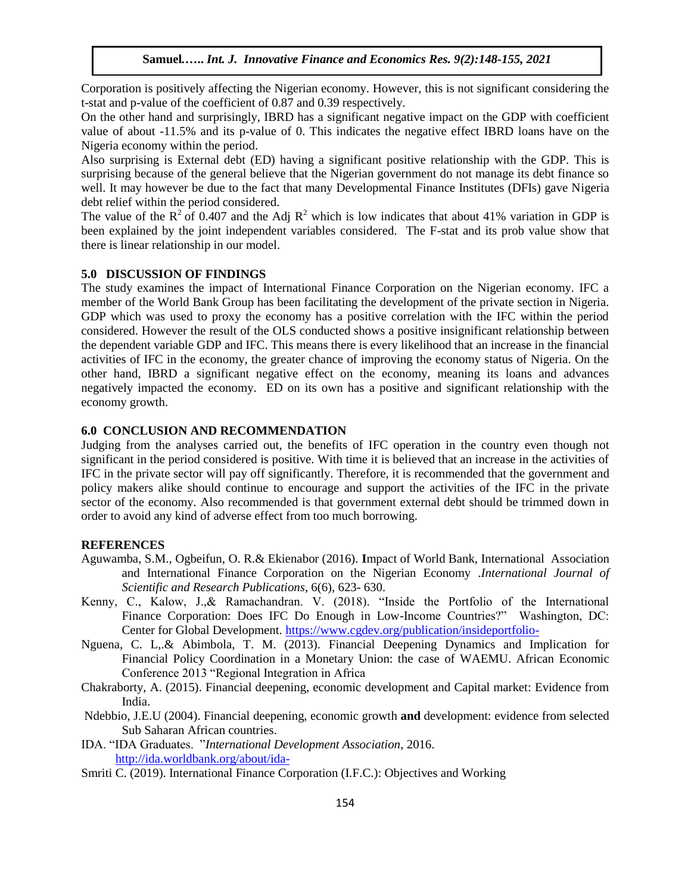Corporation is positively affecting the Nigerian economy. However, this is not significant considering the t-stat and p-value of the coefficient of 0.87 and 0.39 respectively.

On the other hand and surprisingly, IBRD has a significant negative impact on the GDP with coefficient value of about -11.5% and its p-value of 0. This indicates the negative effect IBRD loans have on the Nigeria economy within the period.

Also surprising is External debt (ED) having a significant positive relationship with the GDP. This is surprising because of the general believe that the Nigerian government do not manage its debt finance so well. It may however be due to the fact that many Developmental Finance Institutes (DFIs) gave Nigeria debt relief within the period considered.

The value of the $R^2$ of 0.407 and the Adj $R^2$ which is low indicates that about 41% variation in GDP is been explained by the joint independent variables considered. The F-stat and its prob value show that there is linear relationship in our model.

## 5.0 DISCUSSION OF FINDINGS

The study examines the impact of International Finance Corporation on the Nigerian economy. IFC a member of the World Bank Group has been facilitating the development of the private section in Nigeria. GDP which was used to proxy the economy has a positive correlation with the IFC within the period considered. However the result of the OLS conducted shows a positive insignificant relationship between the dependent variable GDP and IFC. This means there is every likelihood that an increase in the financial activities of IFC in the economy, the greater chance of improving the economy status of Nigeria. On the other hand, IBRD a significant negative effect on the economy, meaning its loans and advances negatively impacted the economy. ED on its own has a positive and significant relationship with the economy growth.

## 6.0 CONCLUSION AND RECOMMENDATION

Judging from the analyses carried out, the benefits of IFC operation in the country even though not significant in the period considered is positive. With time it is believed that an increase in the activities of IFC in the private sector will pay off significantly. Therefore, it is recommended that the government and policy makers alike should continue to encourage and support the activities of the IFC in the private sector of the economy. Also recommended is that government external debt should be trimmed down in order to avoid any kind of adverse effect from too much borrowing.

## REFERENCES

Aguwamba, S.M., Ogbeifun, O. R.& Ekienabor (2016). **I**mpact of World Bank, International Association and International Finance Corporation on the Nigerian Economy .*International Journal of Scientific and Research Publications*, 6(6), 623- 630.

Kenny, C., Kalow, J.,& Ramachandran. V. (2018). "Inside the Portfolio of the International Finance Corporation: Does IFC Do Enough in Low-Income Countries?" Washington, DC: Center for Global Development. https://www.cgdev.org/publication/insideportfolio-

Nguena, C. L,.& Abimbola, T. M. (2013). Financial Deepening Dynamics and Implication for Financial Policy Coordination in a Monetary Union: the case of WAEMU. African Economic Conference 2013 "Regional Integration in Africa

Chakraborty, A. (2015). Financial deepening, economic development and Capital market: Evidence from India.

Ndebbio, J.E.U (2004). Financial deepening, economic growth **and** development: evidence from selected Sub Saharan African countries.

IDA. "IDA Graduates. "*International Development Association*, 2016. http://ida.worldbank.org/about/ida-

Smriti C. (2019). International Finance Corporation (I.F.C.): Objectives and Working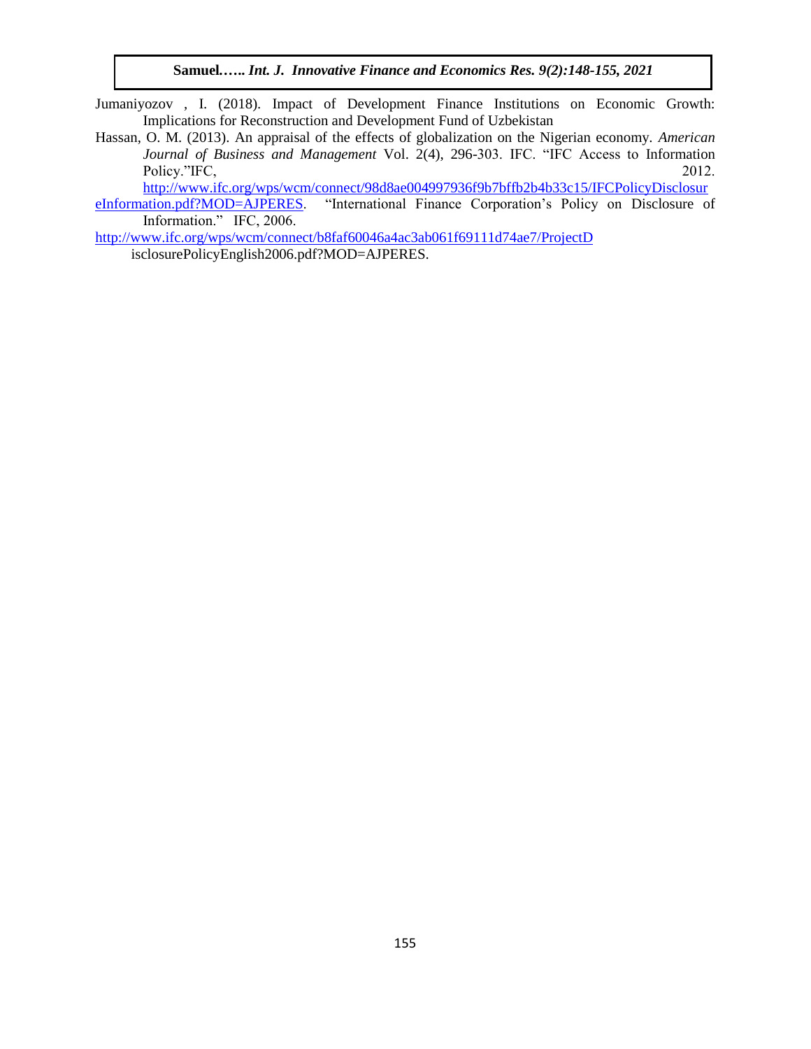Jumaniyozov , I. (2018). Impact of Development Finance Institutions on Economic Growth: Implications for Reconstruction and Development Fund of Uzbekistan

Hassan, O. M. (2013). An appraisal of the effects of globalization on the Nigerian economy. *American Journal of Business and Management* Vol. 2(4), 296-303. IFC. "IFC Access to Information Policy."IFC, 2012. http://www.ifc.org/wps/wcm/connect/98d8ae004997936f9b7bffb2b4b33c15/IFCPolicyDisclosureInformation.pdf?MOD=AJPERES. "International Finance Corporation's Policy on Disclosure of Information." IFC, 2006. http://www.ifc.org/wps/wcm/connect/b8faf60046a4ac3ab061f69111d74ae7/ProjectDisclosurePolicyEnglish2006.pdf?MOD=AJPERES.